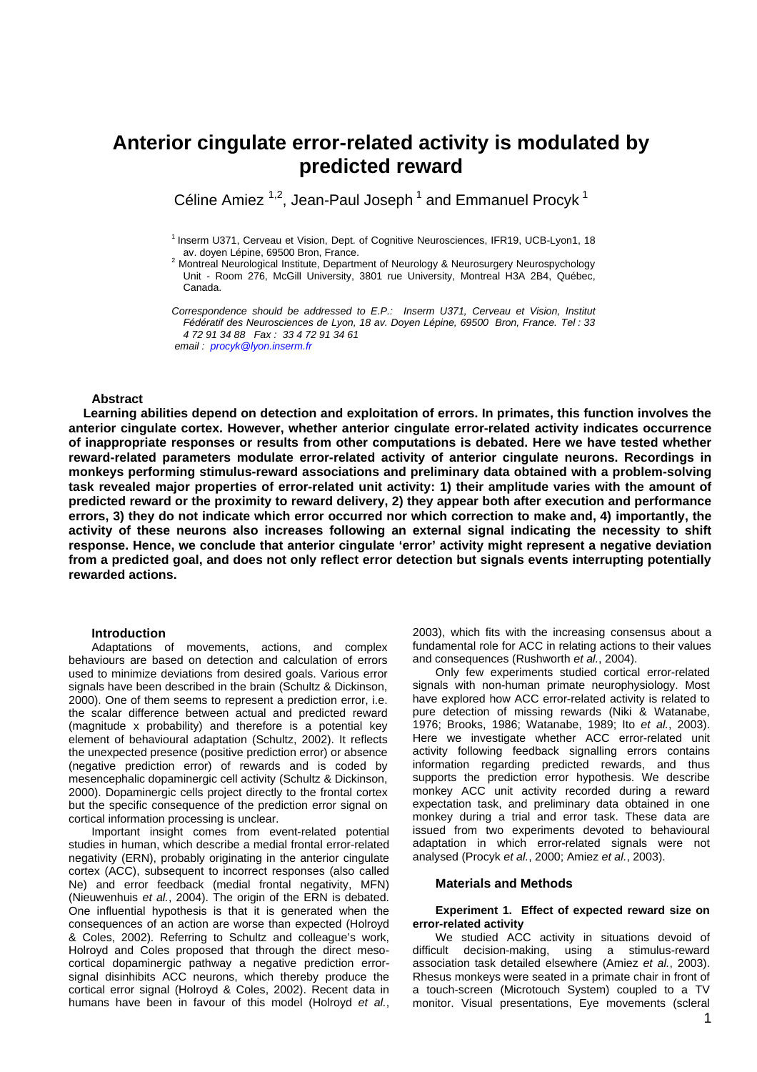# Anterior cingulate error-related activity is modulated by predicted reward

Céline Amiez [1,2], Jean-Paul Joseph [1] and Emmanuel Procyk [1]

[1] Inserm U371, Cerveau et Vision, Dept. of Cognitive Neurosciences, IFR19, UCB-Lyon1, 18 av. doyen Lépine, 69500 Bron, France.
[2] Montreal Neurological Institute, Department of Neurology & Neurosurgery Neurospychology Unit - Room 276, McGill University, 3801 rue University, Montreal H3A 2B4, Québec, Canada.

*Correspondence should be addressed to E.P.: Inserm U371, Cerveau et Vision, Institut Fédératif des Neurosciences de Lyon, 18 av. Doyen Lépine, 69500 Bron, France. Tel : 33 4 72 91 34 88 Fax : 33 4 72 91 34 61*
*email : procyk@lyon.inserm.fr*

## Abstract

**Learning abilities depend on detection and exploitation of errors. In primates, this function involves the anterior cingulate cortex. However, whether anterior cingulate error-related activity indicates occurrence of inappropriate responses or results from other computations is debated. Here we have tested whether reward-related parameters modulate error-related activity of anterior cingulate neurons. Recordings in monkeys performing stimulus-reward associations and preliminary data obtained with a problem-solving task revealed major properties of error-related unit activity: 1) their amplitude varies with the amount of predicted reward or the proximity to reward delivery, 2) they appear both after execution and performance errors, 3) they do not indicate which error occurred nor which correction to make and, 4) importantly, the activity of these neurons also increases following an external signal indicating the necessity to shift response. Hence, we conclude that anterior cingulate 'error' activity might represent a negative deviation from a predicted goal, and does not only reflect error detection but signals events interrupting potentially rewarded actions.**

## Introduction

Adaptations of movements, actions, and complex behaviours are based on detection and calculation of errors used to minimize deviations from desired goals. Various error signals have been described in the brain (Schultz & Dickinson, 2000). One of them seems to represent a prediction error, i.e. the scalar difference between actual and predicted reward (magnitude x probability) and therefore is a potential key element of behavioural adaptation (Schultz, 2002). It reflects the unexpected presence (positive prediction error) or absence (negative prediction error) of rewards and is coded by mesencephalic dopaminergic cell activity (Schultz & Dickinson, 2000). Dopaminergic cells project directly to the frontal cortex but the specific consequence of the prediction error signal on cortical information processing is unclear.

Important insight comes from event-related potential studies in human, which describe a medial frontal error-related negativity (ERN), probably originating in the anterior cingulate cortex (ACC), subsequent to incorrect responses (also called Ne) and error feedback (medial frontal negativity, MFN) (Nieuwenhuis *et al.*, 2004). The origin of the ERN is debated. One influential hypothesis is that it is generated when the consequences of an action are worse than expected (Holroyd & Coles, 2002). Referring to Schultz and colleague's work, Holroyd and Coles proposed that through the direct meso-cortical dopaminergic pathway a negative prediction error-signal disinhibits ACC neurons, which thereby produce the cortical error signal (Holroyd & Coles, 2002). Recent data in humans have been in favour of this model (Holroyd *et al.*, 2003), which fits with the increasing consensus about a fundamental role for ACC in relating actions to their values and consequences (Rushworth *et al.*, 2004).

Only few experiments studied cortical error-related signals with non-human primate neurophysiology. Most have explored how ACC error-related activity is related to pure detection of missing rewards (Niki & Watanabe, 1976; Brooks, 1986; Watanabe, 1989; Ito *et al.*, 2003). Here we investigate whether ACC error-related unit activity following feedback signalling errors contains information regarding predicted rewards, and thus supports the prediction error hypothesis. We describe monkey ACC unit activity recorded during a reward expectation task, and preliminary data obtained in one monkey during a trial and error task. These data are issued from two experiments devoted to behavioural adaptation in which error-related signals were not analysed (Procyk *et al.*, 2000; Amiez *et al.*, 2003).

## Materials and Methods

### Experiment 1. Effect of expected reward size on error-related activity

We studied ACC activity in situations devoid of difficult decision-making, using a stimulus-reward association task detailed elsewhere (Amiez *et al.*, 2003). Rhesus monkeys were seated in a primate chair in front of a touch-screen (Microtouch System) coupled to a TV monitor. Visual presentations, Eye movements (scleral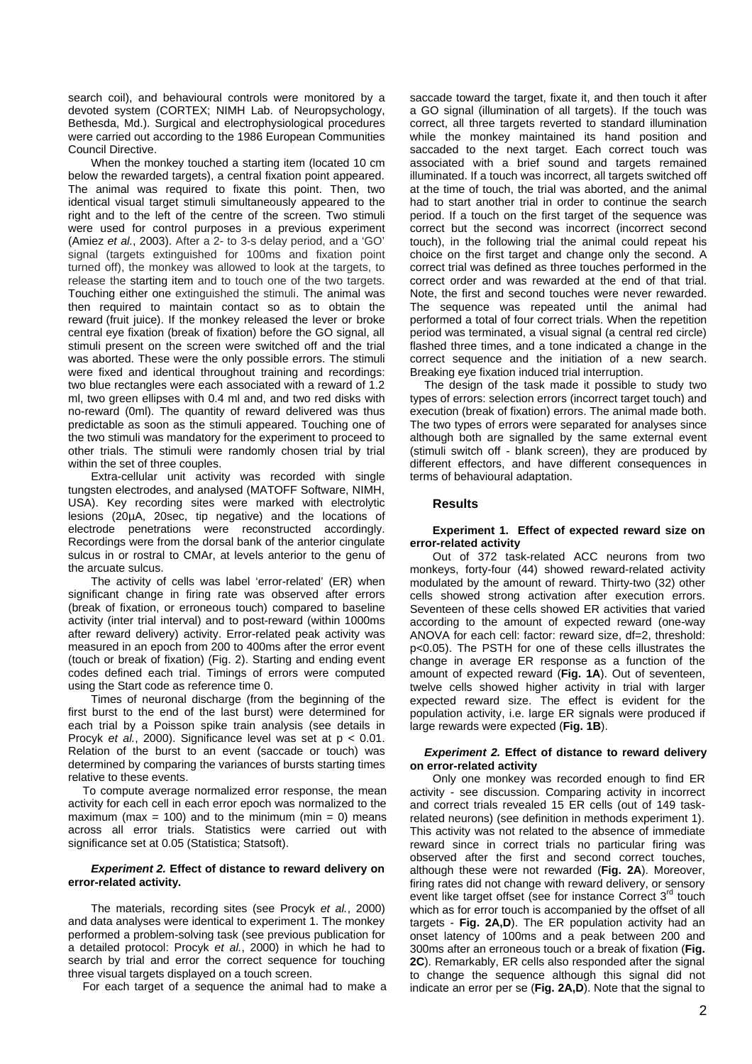search coil), and behavioural controls were monitored by a devoted system (CORTEX; NIMH Lab. of Neuropsychology, Bethesda, Md.). Surgical and electrophysiological procedures were carried out according to the 1986 European Communities Council Directive.

When the monkey touched a starting item (located 10 cm below the rewarded targets), a central fixation point appeared. The animal was required to fixate this point. Then, two identical visual target stimuli simultaneously appeared to the right and to the left of the centre of the screen. Two stimuli were used for control purposes in a previous experiment (Amiez *et al.*, 2003). After a 2- to 3-s delay period, and a 'GO' signal (targets extinguished for 100ms and fixation point turned off), the monkey was allowed to look at the targets, to release the starting item and to touch one of the two targets. Touching either one extinguished the stimuli. The animal was then required to maintain contact so as to obtain the reward (fruit juice). If the monkey released the lever or broke central eye fixation (break of fixation) before the GO signal, all stimuli present on the screen were switched off and the trial was aborted. These were the only possible errors. The stimuli were fixed and identical throughout training and recordings: two blue rectangles were each associated with a reward of 1.2 ml, two green ellipses with 0.4 ml and, and two red disks with no-reward (0ml). The quantity of reward delivered was thus predictable as soon as the stimuli appeared. Touching one of the two stimuli was mandatory for the experiment to proceed to other trials. The stimuli were randomly chosen trial by trial within the set of three couples.

Extra-cellular unit activity was recorded with single tungsten electrodes, and analysed (MATOFF Software, NIMH, USA). Key recording sites were marked with electrolytic lesions (20µA, 20sec, tip negative) and the locations of electrode penetrations were reconstructed accordingly. Recordings were from the dorsal bank of the anterior cingulate sulcus in or rostral to CMAr, at levels anterior to the genu of the arcuate sulcus.

The activity of cells was label 'error-related' (ER) when significant change in firing rate was observed after errors (break of fixation, or erroneous touch) compared to baseline activity (inter trial interval) and to post-reward (within 1000ms after reward delivery) activity. Error-related peak activity was measured in an epoch from 200 to 400ms after the error event (touch or break of fixation) (Fig. 2). Starting and ending event codes defined each trial. Timings of errors were computed using the Start code as reference time 0.

Times of neuronal discharge (from the beginning of the first burst to the end of the last burst) were determined for each trial by a Poisson spike train analysis (see details in Procyk *et al.*, 2000). Significance level was set at $p < 0.01$. Relation of the burst to an event (saccade or touch) was determined by comparing the variances of bursts starting times relative to these events.

To compute average normalized error response, the mean activity for each cell in each error epoch was normalized to the maximum (max = 100) and to the minimum (min = 0) means across all error trials. Statistics were carried out with significance set at 0.05 (Statistica; Statsoft).

#### *Experiment 2.* Effect of distance to reward delivery on error-related activity.

The materials, recording sites (see Procyk *et al.*, 2000) and data analyses were identical to experiment 1. The monkey performed a problem-solving task (see previous publication for a detailed protocol: Procyk *et al.*, 2000) in which he had to search by trial and error the correct sequence for touching three visual targets displayed on a touch screen.

For each target of a sequence the animal had to make a saccade toward the target, fixate it, and then touch it after a GO signal (illumination of all targets). If the touch was correct, all three targets reverted to standard illumination while the monkey maintained its hand position and saccaded to the next target. Each correct touch was associated with a brief sound and targets remained illuminated. If a touch was incorrect, all targets switched off at the time of touch, the trial was aborted, and the animal had to start another trial in order to continue the search period. If a touch on the first target of the sequence was correct but the second was incorrect (incorrect second touch), in the following trial the animal could repeat his choice on the first target and change only the second. A correct trial was defined as three touches performed in the correct order and was rewarded at the end of that trial. Note, the first and second touches were never rewarded. The sequence was repeated until the animal had performed a total of four correct trials. When the repetition period was terminated, a visual signal (a central red circle) flashed three times, and a tone indicated a change in the correct sequence and the initiation of a new search. Breaking eye fixation induced trial interruption.

The design of the task made it possible to study two types of errors: selection errors (incorrect target touch) and execution (break of fixation) errors. The animal made both. The two types of errors were separated for analyses since although both are signalled by the same external event (stimuli switch off - blank screen), they are produced by different effectors, and have different consequences in terms of behavioural adaptation.

## Results

#### Experiment 1. Effect of expected reward size on error-related activity

Out of 372 task-related ACC neurons from two monkeys, forty-four (44) showed reward-related activity modulated by the amount of reward. Thirty-two (32) other cells showed strong activation after execution errors. Seventeen of these cells showed ER activities that varied according to the amount of expected reward (one-way ANOVA for each cell: factor: reward size, df=2, threshold: $p<0.05$). The PSTH for one of these cells illustrates the change in average ER response as a function of the amount of expected reward (**Fig. 1A**). Out of seventeen, twelve cells showed higher activity in trial with larger expected reward size. The effect is evident for the population activity, i.e. large ER signals were produced if large rewards were expected (**Fig. 1B**).

#### *Experiment 2.* Effect of distance to reward delivery on error-related activity

Only one monkey was recorded enough to find ER activity - see discussion. Comparing activity in incorrect and correct trials revealed 15 ER cells (out of 149 task-related neurons) (see definition in methods experiment 1). This activity was not related to the absence of immediate reward since in correct trials no particular firing was observed after the first and second correct touches, although these were not rewarded (**Fig. 2A**). Moreover, firing rates did not change with reward delivery, or sensory event like target offset (see for instance Correct 3rd touch which as for error touch is accompanied by the offset of all targets - **Fig. 2A,D**). The ER population activity had an onset latency of 100ms and a peak between 200 and 300ms after an erroneous touch or a break of fixation (**Fig. 2C**). Remarkably, ER cells also responded after the signal to change the sequence although this signal did not indicate an error per se (**Fig. 2A,D**). Note that the signal to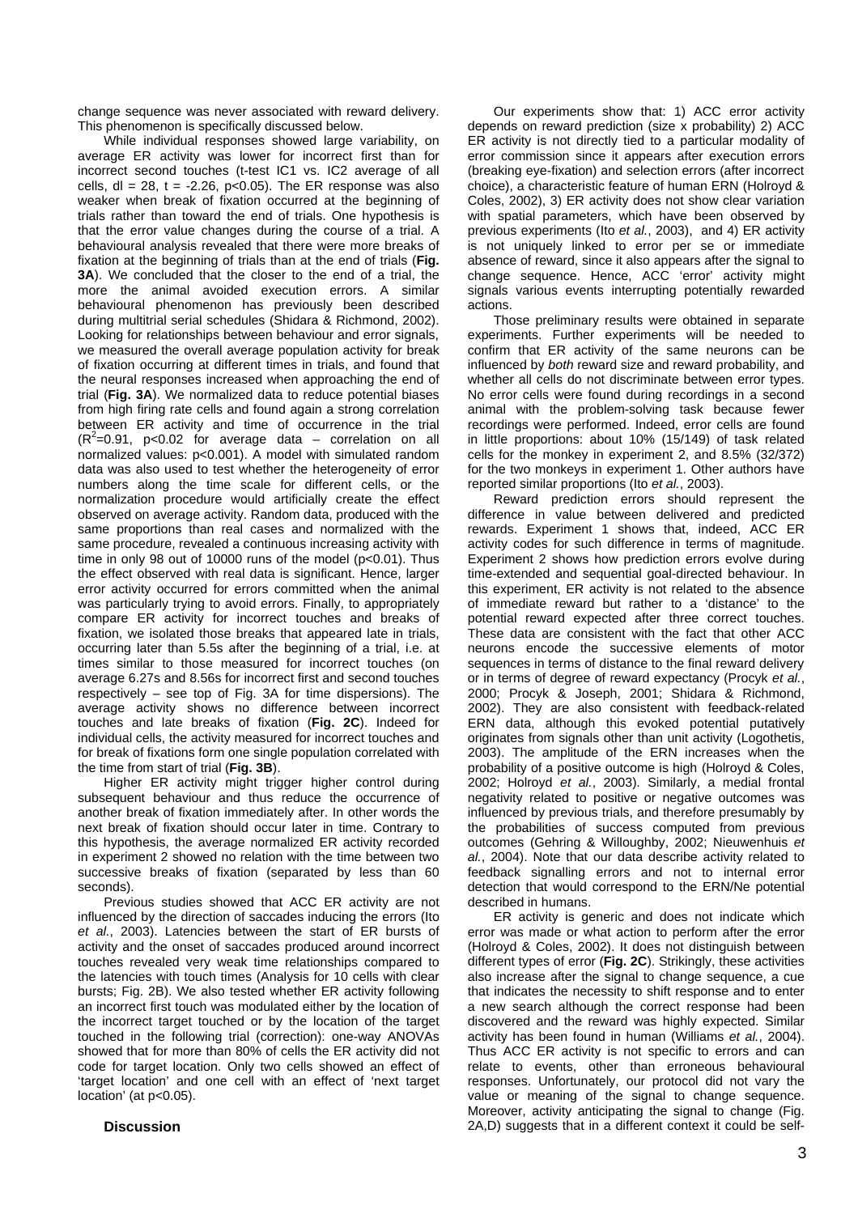change sequence was never associated with reward delivery. This phenomenon is specifically discussed below.

While individual responses showed large variability, on average ER activity was lower for incorrect first than for incorrect second touches (t-test IC1 vs. IC2 average of all cells, dl = 28, t = -2.26, $p<0.05$). The ER response was also weaker when break of fixation occurred at the beginning of trials rather than toward the end of trials. One hypothesis is that the error value changes during the course of a trial. A behavioural analysis revealed that there were more breaks of fixation at the beginning of trials than at the end of trials (**Fig. 3A**). We concluded that the closer to the end of a trial, the more the animal avoided execution errors. A similar behavioural phenomenon has previously been described during multitrial serial schedules (Shidara & Richmond, 2002). Looking for relationships between behaviour and error signals, we measured the overall average population activity for break of fixation occurring at different times in trials, and found that the neural responses increased when approaching the end of trial (**Fig. 3A**). We normalized data to reduce potential biases from high firing rate cells and found again a strong correlation between ER activity and time of occurrence in the trial ($R^2=0.91$, $p<0.02$ for average data – correlation on all normalized values: $p<0.001$). A model with simulated random data was also used to test whether the heterogeneity of error numbers along the time scale for different cells, or the normalization procedure would artificially create the effect observed on average activity. Random data, produced with the same proportions than real cases and normalized with the same procedure, revealed a continuous increasing activity with time in only 98 out of 10000 runs of the model ($p<0.01$). Thus the effect observed with real data is significant. Hence, larger error activity occurred for errors committed when the animal was particularly trying to avoid errors. Finally, to appropriately compare ER activity for incorrect touches and breaks of fixation, we isolated those breaks that appeared late in trials, occurring later than 5.5s after the beginning of a trial, i.e. at times similar to those measured for incorrect touches (on average 6.27s and 8.56s for incorrect first and second touches respectively – see top of Fig. 3A for time dispersions). The average activity shows no difference between incorrect touches and late breaks of fixation (**Fig. 2C**). Indeed for individual cells, the activity measured for incorrect touches and for break of fixations form one single population correlated with the time from start of trial (**Fig. 3B**).

Higher ER activity might trigger higher control during subsequent behaviour and thus reduce the occurrence of another break of fixation immediately after. In other words the next break of fixation should occur later in time. Contrary to this hypothesis, the average normalized ER activity recorded in experiment 2 showed no relation with the time between two successive breaks of fixation (separated by less than 60 seconds).

Previous studies showed that ACC ER activity are not influenced by the direction of saccades inducing the errors (Ito *et al.*, 2003). Latencies between the start of ER bursts of activity and the onset of saccades produced around incorrect touches revealed very weak time relationships compared to the latencies with touch times (Analysis for 10 cells with clear bursts; Fig. 2B). We also tested whether ER activity following an incorrect first touch was modulated either by the location of the incorrect target touched or by the location of the target touched in the following trial (correction): one-way ANOVAs showed that for more than 80% of cells the ER activity did not code for target location. Only two cells showed an effect of 'target location' and one cell with an effect of 'next target location' (at $p<0.05$).

## Discussion

Our experiments show that: 1) ACC error activity depends on reward prediction (size x probability) 2) ACC ER activity is not directly tied to a particular modality of error commission since it appears after execution errors (breaking eye-fixation) and selection errors (after incorrect choice), a characteristic feature of human ERN (Holroyd & Coles, 2002), 3) ER activity does not show clear variation with spatial parameters, which have been observed by previous experiments (Ito *et al.*, 2003), and 4) ER activity is not uniquely linked to error per se or immediate absence of reward, since it also appears after the signal to change sequence. Hence, ACC 'error' activity might signals various events interrupting potentially rewarded actions.

Those preliminary results were obtained in separate experiments. Further experiments will be needed to confirm that ER activity of the same neurons can be influenced by *both* reward size and reward probability, and whether all cells do not discriminate between error types. No error cells were found during recordings in a second animal with the problem-solving task because fewer recordings were performed. Indeed, error cells are found in little proportions: about 10% (15/149) of task related cells for the monkey in experiment 2, and 8.5% (32/372) for the two monkeys in experiment 1. Other authors have reported similar proportions (Ito *et al.*, 2003).

Reward prediction errors should represent the difference in value between delivered and predicted rewards. Experiment 1 shows that, indeed, ACC ER activity codes for such difference in terms of magnitude. Experiment 2 shows how prediction errors evolve during time-extended and sequential goal-directed behaviour. In this experiment, ER activity is not related to the absence of immediate reward but rather to a 'distance' to the potential reward expected after three correct touches. These data are consistent with the fact that other ACC neurons encode the successive elements of motor sequences in terms of distance to the final reward delivery or in terms of degree of reward expectancy (Procyk *et al.*, 2000; Procyk & Joseph, 2001; Shidara & Richmond, 2002). They are also consistent with feedback-related ERN data, although this evoked potential putatively originates from signals other than unit activity (Logothetis, 2003). The amplitude of the ERN increases when the probability of a positive outcome is high (Holroyd & Coles, 2002; Holroyd *et al.*, 2003). Similarly, a medial frontal negativity related to positive or negative outcomes was influenced by previous trials, and therefore presumably by the probabilities of success computed from previous outcomes (Gehring & Willoughby, 2002; Nieuwenhuis *et al.*, 2004). Note that our data describe activity related to feedback signalling errors and not to internal error detection that would correspond to the ERN/Ne potential described in humans.

ER activity is generic and does not indicate which error was made or what action to perform after the error (Holroyd & Coles, 2002). It does not distinguish between different types of error (**Fig. 2C**). Strikingly, these activities also increase after the signal to change sequence, a cue that indicates the necessity to shift response and to enter a new search although the correct response had been discovered and the reward was highly expected. Similar activity has been found in human (Williams *et al.*, 2004). Thus ACC ER activity is not specific to errors and can relate to events, other than erroneous behavioural responses. Unfortunately, our protocol did not vary the value or meaning of the signal to change sequence. Moreover, activity anticipating the signal to change (Fig. 2A,D) suggests that in a different context it could be self-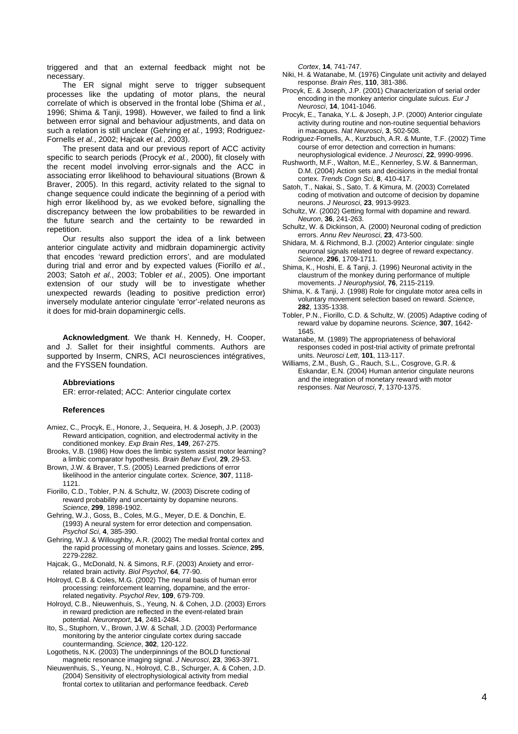triggered and that an external feedback might not be necessary.

The ER signal might serve to trigger subsequent processes like the updating of motor plans, the neural correlate of which is observed in the frontal lobe (Shima *et al.*, 1996; Shima & Tanji, 1998). However, we failed to find a link between error signal and behaviour adjustments, and data on such a relation is still unclear (Gehring *et al.*, 1993; Rodriguez-Fornells *et al.*, 2002; Hajcak *et al.*, 2003).

The present data and our previous report of ACC activity specific to search periods (Procyk *et al.*, 2000), fit closely with the recent model involving error-signals and the ACC in associating error likelihood to behavioural situations (Brown & Braver, 2005). In this regard, activity related to the signal to change sequence could indicate the beginning of a period with high error likelihood by, as we evoked before, signalling the discrepancy between the low probabilities to be rewarded in the future search and the certainty to be rewarded in repetition.

Our results also support the idea of a link between anterior cingulate activity and midbrain dopaminergic activity that encodes 'reward prediction errors', and are modulated during trial and error and by expected values (Fiorillo *et al.*, 2003; Satoh *et al.*, 2003; Tobler *et al.*, 2005). One important extension of our study will be to investigate whether unexpected rewards (leading to positive prediction error) inversely modulate anterior cingulate 'error'-related neurons as it does for mid-brain dopaminergic cells.

**Acknowledgment**. We thank H. Kennedy, H. Cooper, and J. Sallet for their insightful comments. Authors are supported by Inserm, CNRS, ACI neurosciences intégratives, and the FYSSEN foundation.

**Abbreviations**

ER: error-related; ACC: Anterior cingulate cortex

**References**

Amiez, C., Procyk, E., Honore, J., Sequeira, H. & Joseph, J.P. (2003) Reward anticipation, cognition, and electrodermal activity in the conditioned monkey. *Exp Brain Res*, **149**, 267-275.

Brooks, V.B. (1986) How does the limbic system assist motor learning? a limbic comparator hypothesis. *Brain Behav Evol*, **29**, 29-53.

Brown, J.W. & Braver, T.S. (2005) Learned predictions of error likelihood in the anterior cingulate cortex. *Science*, **307**, 1118-1121.

Fiorillo, C.D., Tobler, P.N. & Schultz, W. (2003) Discrete coding of reward probability and uncertainty by dopamine neurons. *Science*, **299**, 1898-1902.

Gehring, W.J., Goss, B., Coles, M.G., Meyer, D.E. & Donchin, E. (1993) A neural system for error detection and compensation. *Psychol Sci*, **4**, 385-390.

Gehring, W.J. & Willoughby, A.R. (2002) The medial frontal cortex and the rapid processing of monetary gains and losses. *Science*, **295**, 2279-2282.

Hajcak, G., McDonald, N. & Simons, R.F. (2003) Anxiety and error-related brain activity. *Biol Psychol*, **64**, 77-90.

Holroyd, C.B. & Coles, M.G. (2002) The neural basis of human error processing: reinforcement learning, dopamine, and the error-related negativity. *Psychol Rev*, **109**, 679-709.

Holroyd, C.B., Nieuwenhuis, S., Yeung, N. & Cohen, J.D. (2003) Errors in reward prediction are reflected in the event-related brain potential. *Neuroreport*, **14**, 2481-2484.

Ito, S., Stuphorn, V., Brown, J.W. & Schall, J.D. (2003) Performance monitoring by the anterior cingulate cortex during saccade countermanding. *Science*, **302**, 120-122.

Logothetis, N.K. (2003) The underpinnings of the BOLD functional magnetic resonance imaging signal. *J Neurosci*, **23**, 3963-3971.

Nieuwenhuis, S., Yeung, N., Holroyd, C.B., Schurger, A. & Cohen, J.D. (2004) Sensitivity of electrophysiological activity from medial frontal cortex to utilitarian and performance feedback. *Cereb Cortex*, **14**, 741-747.

Niki, H. & Watanabe, M. (1976) Cingulate unit activity and delayed response. *Brain Res*, **110**, 381-386.

Procyk, E. & Joseph, J.P. (2001) Characterization of serial order encoding in the monkey anterior cingulate sulcus. *Eur J Neurosci*, **14**, 1041-1046.

Procyk, E., Tanaka, Y.L. & Joseph, J.P. (2000) Anterior cingulate activity during routine and non-routine sequential behaviors in macaques. *Nat Neurosci*, **3**, 502-508.

Rodriguez-Fornells, A., Kurzbuch, A.R. & Munte, T.F. (2002) Time course of error detection and correction in humans: neurophysiological evidence. *J Neurosci*, **22**, 9990-9996.

Rushworth, M.F., Walton, M.E., Kennerley, S.W. & Bannerman, D.M. (2004) Action sets and decisions in the medial frontal cortex. *Trends Cogn Sci*, **8**, 410-417.

Satoh, T., Nakai, S., Sato, T. & Kimura, M. (2003) Correlated coding of motivation and outcome of decision by dopamine neurons. *J Neurosci*, **23**, 9913-9923.

Schultz, W. (2002) Getting formal with dopamine and reward. *Neuron*, **36**, 241-263.

Schultz, W. & Dickinson, A. (2000) Neuronal coding of prediction errors. *Annu Rev Neurosci*, **23**, 473-500.

Shidara, M. & Richmond, B.J. (2002) Anterior cingulate: single neuronal signals related to degree of reward expectancy. *Science*, **296**, 1709-1711.

Shima, K., Hoshi, E. & Tanji, J. (1996) Neuronal activity in the claustrum of the monkey during performance of multiple movements. *J Neurophysiol*, **76**, 2115-2119.

Shima, K. & Tanji, J. (1998) Role for cingulate motor area cells in voluntary movement selection based on reward. *Science*, **282**, 1335-1338.

Tobler, P.N., Fiorillo, C.D. & Schultz, W. (2005) Adaptive coding of reward value by dopamine neurons. *Science*, **307**, 1642-1645.

Watanabe, M. (1989) The appropriateness of behavioral responses coded in post-trial activity of primate prefrontal units. *Neurosci Lett*, **101**, 113-117.

Williams, Z.M., Bush, G., Rauch, S.L., Cosgrove, G.R. & Eskandar, E.N. (2004) Human anterior cingulate neurons and the integration of monetary reward with motor responses. *Nat Neurosci*, **7**, 1370-1375.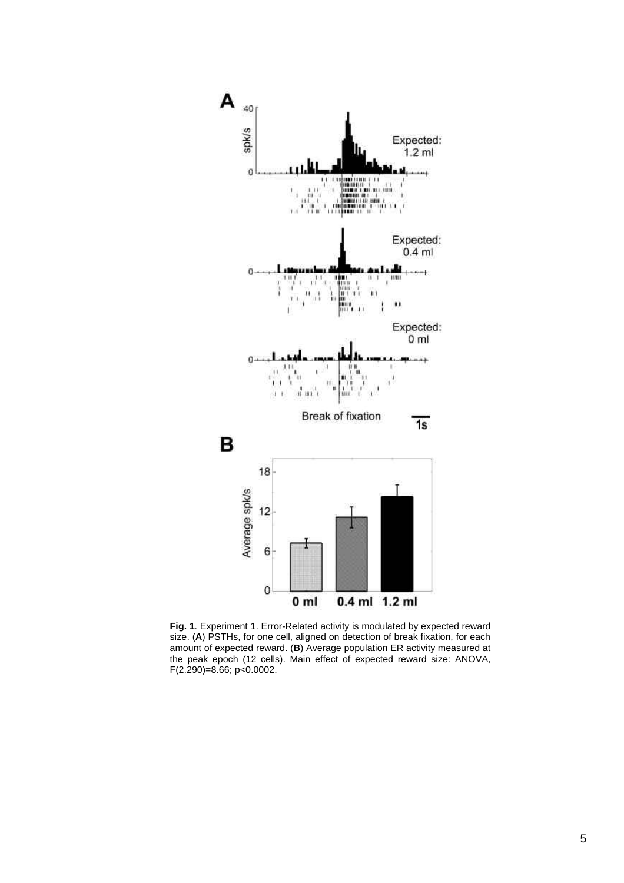**Fig. 1**. Experiment 1. Error-Related activity is modulated by expected reward size. (**A**) PSTHs, for one cell, aligned on detection of break fixation, for each amount of expected reward. (**B**) Average population ER activity measured at the peak epoch (12 cells). Main effect of expected reward size: ANOVA, $F(2.290)=8.66$; $p<0.0002$.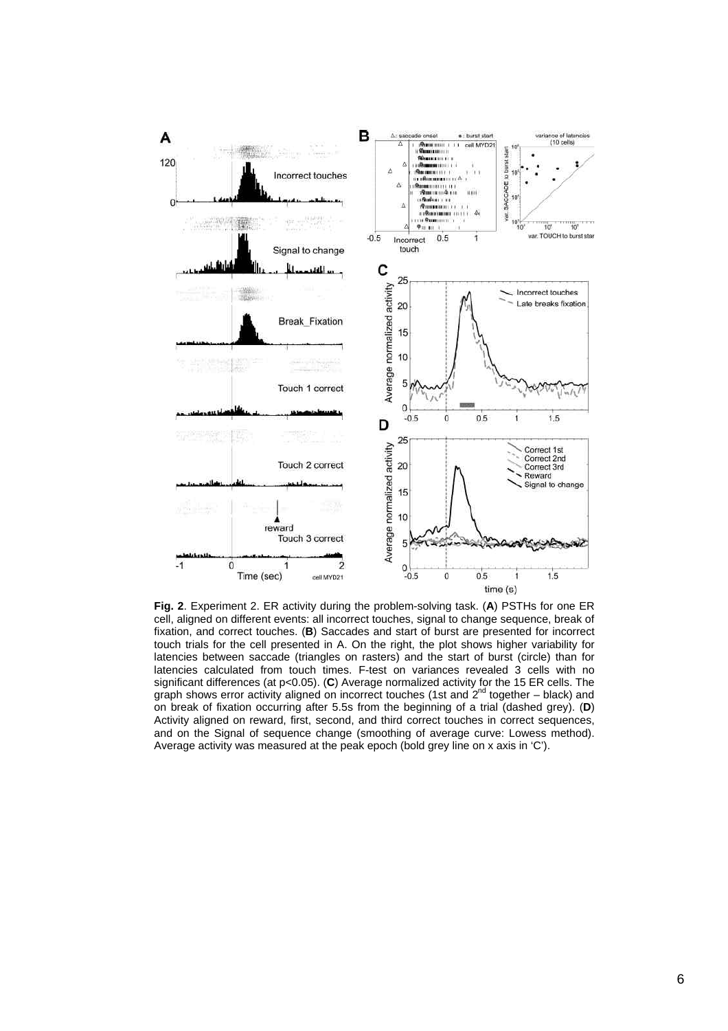**Fig. 2**. Experiment 2. ER activity during the problem-solving task. (**A**) PSTHs for one ER cell, aligned on different events: all incorrect touches, signal to change sequence, break of fixation, and correct touches. (**B**) Saccades and start of burst are presented for incorrect touch trials for the cell presented in A. On the right, the plot shows higher variability for latencies between saccade (triangles on rasters) and the start of burst (circle) than for latencies calculated from touch times. F-test on variances revealed 3 cells with no significant differences (at $p<0.05$). (**C**) Average normalized activity for the 15 ER cells. The graph shows error activity aligned on incorrect touches (1st and $2^{nd}$ together – black) and on break of fixation occurring after 5.5s from the beginning of a trial (dashed grey). (**D**) Activity aligned on reward, first, second, and third correct touches in correct sequences, and on the Signal of sequence change (smoothing of average curve: Lowess method). Average activity was measured at the peak epoch (bold grey line on x axis in 'C').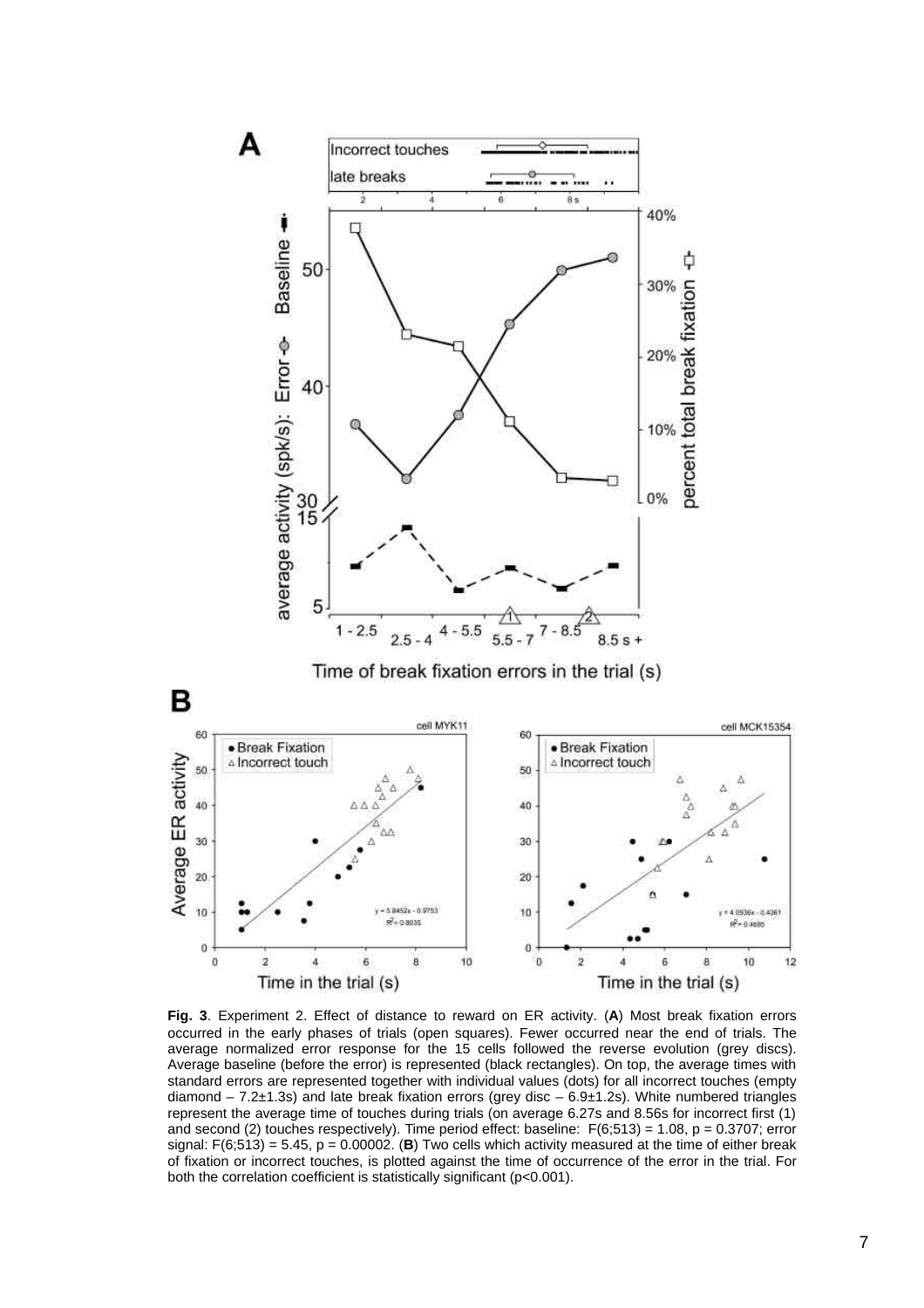A

Incorrect touches

late breaks

2 4 6 8 s

Baseline Error average activity (spk/s)

percent total break fixation

40%
30%
20%
10%
0%

50
40
30
15
5

1 - 2.5
2.5 - 4
4 - 5.5
5.5 - 7
7 - 8.5
8.5 s +

Time of break fixation errors in the trial (s)

B

cell MYK11

• Break Fixation
△ Incorrect touch

Average ER activity

y = 5.8452x - 0.9753
$R^2$ = 0.8035

Time in the trial (s)

cell MCK15354

• Break Fixation
△ Incorrect touch

y = 4.0936x - 0.4361
$R^2$ = 0.4685

Time in the trial (s)

**Fig. 3**. Experiment 2. Effect of distance to reward on ER activity. (**A**) Most break fixation errors occurred in the early phases of trials (open squares). Fewer occurred near the end of trials. The average normalized error response for the 15 cells followed the reverse evolution (grey discs). Average baseline (before the error) is represented (black rectangles). On top, the average times with standard errors are represented together with individual values (dots) for all incorrect touches (empty diamond – 7.2±1.3s) and late break fixation errors (grey disc – 6.9±1.2s). White numbered triangles represent the average time of touches during trials (on average 6.27s and 8.56s for incorrect first (1) and second (2) touches respectively). Time period effect: baseline: $F(6;513) = 1.08$, $p = 0.3707$; error signal: $F(6;513) = 5.45$, $p = 0.00002$. (**B**) Two cells which activity measured at the time of either break of fixation or incorrect touches, is plotted against the time of occurrence of the error in the trial. For both the correlation coefficient is statistically significant ($p<0.001$).